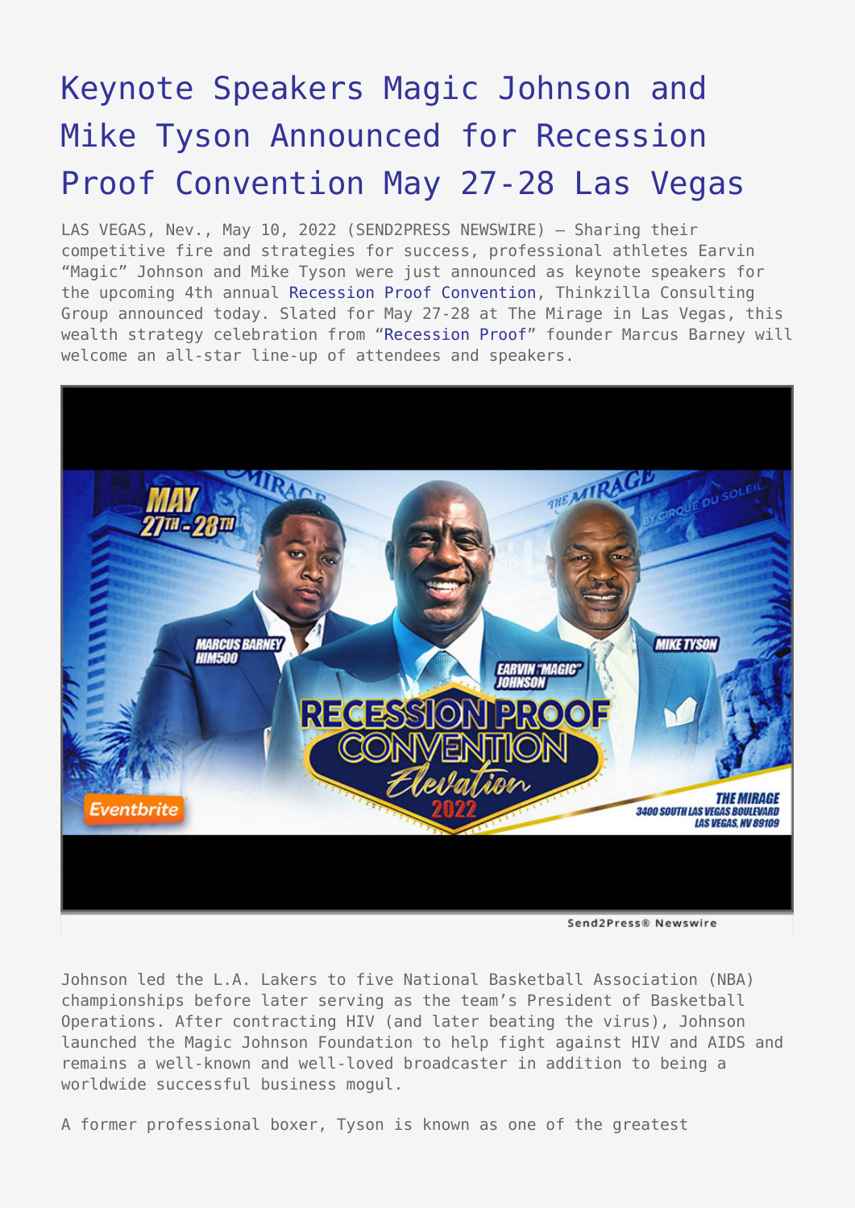# Keynote Speakers Magic Johnson and Mike Tyson Announced for Recession Proof Convention May 27-28 Las Vegas

LAS VEGAS, Nev., May 10, 2022 (SEND2PRESS NEWSWIRE) — Sharing their competitive fire and strategies for success, professional athletes Earvin "Magic" Johnson and Mike Tyson were just announced as keynote speakers for the upcoming 4th annual Recession Proof Convention, Thinkzilla Consulting Group announced today. Slated for May 27-28 at The Mirage in Las Vegas, this wealth strategy celebration from "Recession Proof" founder Marcus Barney will welcome an all-star line-up of attendees and speakers.

Johnson led the L.A. Lakers to five National Basketball Association (NBA) championships before later serving as the team's President of Basketball Operations. After contracting HIV (and later beating the virus), Johnson launched the Magic Johnson Foundation to help fight against HIV and AIDS and remains a well-known and well-loved broadcaster in addition to being a worldwide successful business mogul.

A former professional boxer, Tyson is known as one of the greatest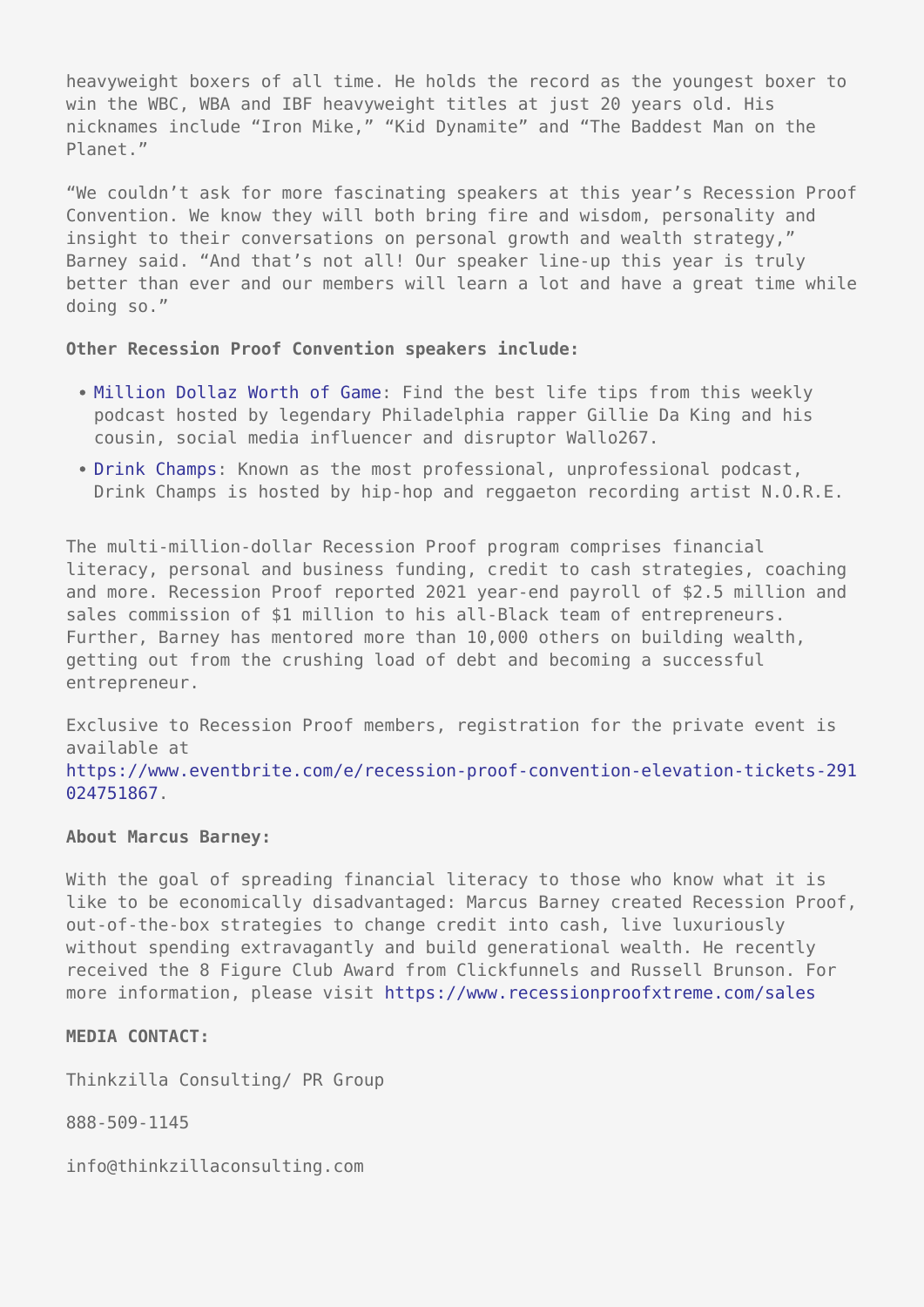heavyweight boxers of all time. He holds the record as the youngest boxer to win the WBC, WBA and IBF heavyweight titles at just 20 years old. His nicknames include "Iron Mike," "Kid Dynamite" and "The Baddest Man on the Planet."

"We couldn't ask for more fascinating speakers at this year's Recession Proof Convention. We know they will both bring fire and wisdom, personality and insight to their conversations on personal growth and wealth strategy," Barney said. "And that's not all! Our speaker line-up this year is truly better than ever and our members will learn a lot and have a great time while doing so."

**Other Recession Proof Convention speakers include:**

- Million Dollaz Worth of Game: Find the best life tips from this weekly podcast hosted by legendary Philadelphia rapper Gillie Da King and his cousin, social media influencer and disruptor Wallo267.
- Drink Champs: Known as the most professional, unprofessional podcast, Drink Champs is hosted by hip-hop and reggaeton recording artist N.O.R.E.

The multi-million-dollar Recession Proof program comprises financial literacy, personal and business funding, credit to cash strategies, coaching and more. Recession Proof reported 2021 year-end payroll of $2.5 million and sales commission of $1 million to his all-Black team of entrepreneurs. Further, Barney has mentored more than 10,000 others on building wealth, getting out from the crushing load of debt and becoming a successful entrepreneur.

Exclusive to Recession Proof members, registration for the private event is available at https://www.eventbrite.com/e/recession-proof-convention-elevation-tickets-291024751867.

**About Marcus Barney:**

With the goal of spreading financial literacy to those who know what it is like to be economically disadvantaged: Marcus Barney created Recession Proof, out-of-the-box strategies to change credit into cash, live luxuriously without spending extravagantly and build generational wealth. He recently received the 8 Figure Club Award from Clickfunnels and Russell Brunson. For more information, please visit https://www.recessionproofxtreme.com/sales

**MEDIA CONTACT:**

Thinkzilla Consulting/ PR Group

888-509-1145

info@thinkzillaconsulting.com